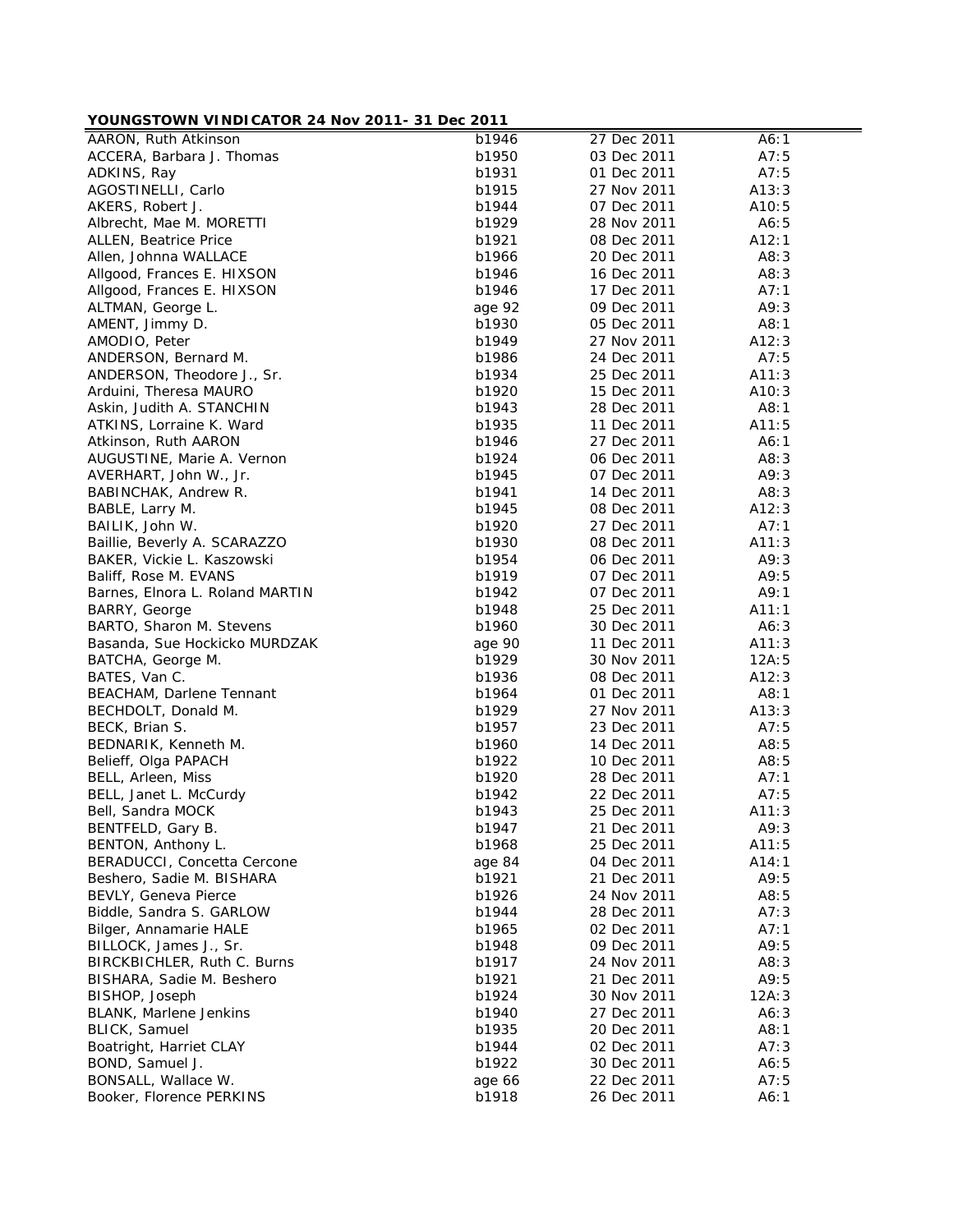**YOUNGSTOWN VINDICATOR 24 Nov 2011- 31 Dec 2011**

| | | | |
|---|---|---|---|
| AARON, Ruth Atkinson | b1946 | 27 Dec 2011 | A6:1 |
| ACCERA, Barbara J. Thomas | b1950 | 03 Dec 2011 | A7:5 |
| ADKINS, Ray | b1931 | 01 Dec 2011 | A7:5 |
| AGOSTINELLI, Carlo | b1915 | 27 Nov 2011 | A13:3 |
| AKERS, Robert J. | b1944 | 07 Dec 2011 | A10:5 |
| Albrecht, Mae M. MORETTI | b1929 | 28 Nov 2011 | A6:5 |
| ALLEN, Beatrice Price | b1921 | 08 Dec 2011 | A12:1 |
| Allen, Johnna WALLACE | b1966 | 20 Dec 2011 | A8:3 |
| Allgood, Frances E. HIXSON | b1946 | 16 Dec 2011 | A8:3 |
| Allgood, Frances E. HIXSON | b1946 | 17 Dec 2011 | A7:1 |
| ALTMAN, George L. | age 92 | 09 Dec 2011 | A9:3 |
| AMENT, Jimmy D. | b1930 | 05 Dec 2011 | A8:1 |
| AMODIO, Peter | b1949 | 27 Nov 2011 | A12:3 |
| ANDERSON, Bernard M. | b1986 | 24 Dec 2011 | A7:5 |
| ANDERSON, Theodore J., Sr. | b1934 | 25 Dec 2011 | A11:3 |
| Arduini, Theresa MAURO | b1920 | 15 Dec 2011 | A10:3 |
| Askin, Judith A. STANCHIN | b1943 | 28 Dec 2011 | A8:1 |
| ATKINS, Lorraine K. Ward | b1935 | 11 Dec 2011 | A11:5 |
| Atkinson, Ruth AARON | b1946 | 27 Dec 2011 | A6:1 |
| AUGUSTINE, Marie A. Vernon | b1924 | 06 Dec 2011 | A8:3 |
| AVERHART, John W., Jr. | b1945 | 07 Dec 2011 | A9:3 |
| BABINCHAK, Andrew R. | b1941 | 14 Dec 2011 | A8:3 |
| BABLE, Larry M. | b1945 | 08 Dec 2011 | A12:3 |
| BAILIK, John W. | b1920 | 27 Dec 2011 | A7:1 |
| Baillie, Beverly A. SCARAZZO | b1930 | 08 Dec 2011 | A11:3 |
| BAKER, Vickie L. Kaszowski | b1954 | 06 Dec 2011 | A9:3 |
| Baliff, Rose M. EVANS | b1919 | 07 Dec 2011 | A9:5 |
| Barnes, Elnora L. Roland MARTIN | b1942 | 07 Dec 2011 | A9:1 |
| BARRY, George | b1948 | 25 Dec 2011 | A11:1 |
| BARTO, Sharon M. Stevens | b1960 | 30 Dec 2011 | A6:3 |
| Basanda, Sue Hockicko MURDZAK | age 90 | 11 Dec 2011 | A11:3 |
| BATCHA, George M. | b1929 | 30 Nov 2011 | 12A:5 |
| BATES, Van C. | b1936 | 08 Dec 2011 | A12:3 |
| BEACHAM, Darlene Tennant | b1964 | 01 Dec 2011 | A8:1 |
| BECHDOLT, Donald M. | b1929 | 27 Nov 2011 | A13:3 |
| BECK, Brian S. | b1957 | 23 Dec 2011 | A7:5 |
| BEDNARIK, Kenneth M. | b1960 | 14 Dec 2011 | A8:5 |
| Belieff, Olga PAPACH | b1922 | 10 Dec 2011 | A8:5 |
| BELL, Arleen, Miss | b1920 | 28 Dec 2011 | A7:1 |
| BELL, Janet L. McCurdy | b1942 | 22 Dec 2011 | A7:5 |
| Bell, Sandra MOCK | b1943 | 25 Dec 2011 | A11:3 |
| BENTFELD, Gary B. | b1947 | 21 Dec 2011 | A9:3 |
| BENTON, Anthony L. | b1968 | 25 Dec 2011 | A11:5 |
| BERADUCCI, Concetta Cercone | age 84 | 04 Dec 2011 | A14:1 |
| Beshero, Sadie M. BISHARA | b1921 | 21 Dec 2011 | A9:5 |
| BEVLY, Geneva Pierce | b1926 | 24 Nov 2011 | A8:5 |
| Biddle, Sandra S. GARLOW | b1944 | 28 Dec 2011 | A7:3 |
| Bilger, Annamarie HALE | b1965 | 02 Dec 2011 | A7:1 |
| BILLOCK, James J., Sr. | b1948 | 09 Dec 2011 | A9:5 |
| BIRCKBICHLER, Ruth C. Burns | b1917 | 24 Nov 2011 | A8:3 |
| BISHARA, Sadie M. Beshero | b1921 | 21 Dec 2011 | A9:5 |
| BISHOP, Joseph | b1924 | 30 Nov 2011 | 12A:3 |
| BLANK, Marlene Jenkins | b1940 | 27 Dec 2011 | A6:3 |
| BLICK, Samuel | b1935 | 20 Dec 2011 | A8:1 |
| Boatright, Harriet CLAY | b1944 | 02 Dec 2011 | A7:3 |
| BOND, Samuel J. | b1922 | 30 Dec 2011 | A6:5 |
| BONSALL, Wallace W. | age 66 | 22 Dec 2011 | A7:5 |
| Booker, Florence PERKINS | b1918 | 26 Dec 2011 | A6:1 |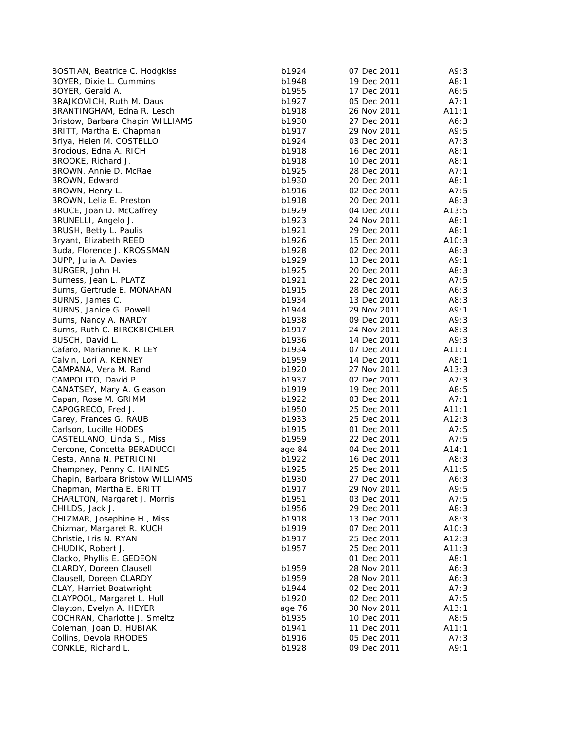| | | | |
|---|---|---|---|
| BOSTIAN, Beatrice C. Hodgkiss | b1924 | 07 Dec 2011 | A9:3 |
| BOYER, Dixie L. Cummins | b1948 | 19 Dec 2011 | A8:1 |
| BOYER, Gerald A. | b1955 | 17 Dec 2011 | A6:5 |
| BRAJKOVICH, Ruth M. Daus | b1927 | 05 Dec 2011 | A7:1 |
| BRANTINGHAM, Edna R. Lesch | b1918 | 26 Nov 2011 | A11:1 |
| Bristow, Barbara Chapin WILLIAMS | b1930 | 27 Dec 2011 | A6:3 |
| BRITT, Martha E. Chapman | b1917 | 29 Nov 2011 | A9:5 |
| Briya, Helen M. COSTELLO | b1924 | 03 Dec 2011 | A7:3 |
| Brocious, Edna A. RICH | b1918 | 16 Dec 2011 | A8:1 |
| BROOKE, Richard J. | b1918 | 10 Dec 2011 | A8:1 |
| BROWN, Annie D. McRae | b1925 | 28 Dec 2011 | A7:1 |
| BROWN, Edward | b1930 | 20 Dec 2011 | A8:1 |
| BROWN, Henry L. | b1916 | 02 Dec 2011 | A7:5 |
| BROWN, Lelia E. Preston | b1918 | 20 Dec 2011 | A8:3 |
| BRUCE, Joan D. McCaffrey | b1929 | 04 Dec 2011 | A13:5 |
| BRUNELLI, Angelo J. | b1923 | 24 Nov 2011 | A8:1 |
| BRUSH, Betty L. Paulis | b1921 | 29 Dec 2011 | A8:1 |
| Bryant, Elizabeth REED | b1926 | 15 Dec 2011 | A10:3 |
| Buda, Florence J. KROSSMAN | b1928 | 02 Dec 2011 | A8:3 |
| BUPP, Julia A. Davies | b1929 | 13 Dec 2011 | A9:1 |
| BURGER, John H. | b1925 | 20 Dec 2011 | A8:3 |
| Burness, Jean L. PLATZ | b1921 | 22 Dec 2011 | A7:5 |
| Burns, Gertrude E. MONAHAN | b1915 | 28 Dec 2011 | A6:3 |
| BURNS, James C. | b1934 | 13 Dec 2011 | A8:3 |
| BURNS, Janice G. Powell | b1944 | 29 Nov 2011 | A9:1 |
| Burns, Nancy A. NARDY | b1938 | 09 Dec 2011 | A9:3 |
| Burns, Ruth C. BIRCKBICHLER | b1917 | 24 Nov 2011 | A8:3 |
| BUSCH, David L. | b1936 | 14 Dec 2011 | A9:3 |
| Cafaro, Marianne K. RILEY | b1934 | 07 Dec 2011 | A11:1 |
| Calvin, Lori A. KENNEY | b1959 | 14 Dec 2011 | A8:1 |
| CAMPANA, Vera M. Rand | b1920 | 27 Nov 2011 | A13:3 |
| CAMPOLITO, David P. | b1937 | 02 Dec 2011 | A7:3 |
| CANATSEY, Mary A. Gleason | b1919 | 19 Dec 2011 | A8:5 |
| Capan, Rose M. GRIMM | b1922 | 03 Dec 2011 | A7:1 |
| CAPOGRECO, Fred J. | b1950 | 25 Dec 2011 | A11:1 |
| Carey, Frances G. RAUB | b1933 | 25 Dec 2011 | A12:3 |
| Carlson, Lucille HODES | b1915 | 01 Dec 2011 | A7:5 |
| CASTELLANO, Linda S., Miss | b1959 | 22 Dec 2011 | A7:5 |
| Cercone, Concetta BERADUCCI | age 84 | 04 Dec 2011 | A14:1 |
| Cesta, Anna N. PETRICINI | b1922 | 16 Dec 2011 | A8:3 |
| Champney, Penny C. HAINES | b1925 | 25 Dec 2011 | A11:5 |
| Chapin, Barbara Bristow WILLIAMS | b1930 | 27 Dec 2011 | A6:3 |
| Chapman, Martha E. BRITT | b1917 | 29 Nov 2011 | A9:5 |
| CHARLTON, Margaret J. Morris | b1951 | 03 Dec 2011 | A7:5 |
| CHILDS, Jack J. | b1956 | 29 Dec 2011 | A8:3 |
| CHIZMAR, Josephine H., Miss | b1918 | 13 Dec 2011 | A8:3 |
| Chizmar, Margaret R. KUCH | b1919 | 07 Dec 2011 | A10:3 |
| Christie, Iris N. RYAN | b1917 | 25 Dec 2011 | A12:3 |
| CHUDIK, Robert J. | b1957 | 25 Dec 2011 | A11:3 |
| Clacko, Phyllis E. GEDEON | | 01 Dec 2011 | A8:1 |
| CLARDY, Doreen Clausell | b1959 | 28 Nov 2011 | A6:3 |
| Clausell, Doreen CLARDY | b1959 | 28 Nov 2011 | A6:3 |
| CLAY, Harriet Boatwright | b1944 | 02 Dec 2011 | A7:3 |
| CLAYPOOL, Margaret L. Hull | b1920 | 02 Dec 2011 | A7:5 |
| Clayton, Evelyn A. HEYER | age 76 | 30 Nov 2011 | A13:1 |
| COCHRAN, Charlotte J. Smeltz | b1935 | 10 Dec 2011 | A8:5 |
| Coleman, Joan D. HUBIAK | b1941 | 11 Dec 2011 | A11:1 |
| Collins, Devola RHODES | b1916 | 05 Dec 2011 | A7:3 |
| CONKLE, Richard L. | b1928 | 09 Dec 2011 | A9:1 |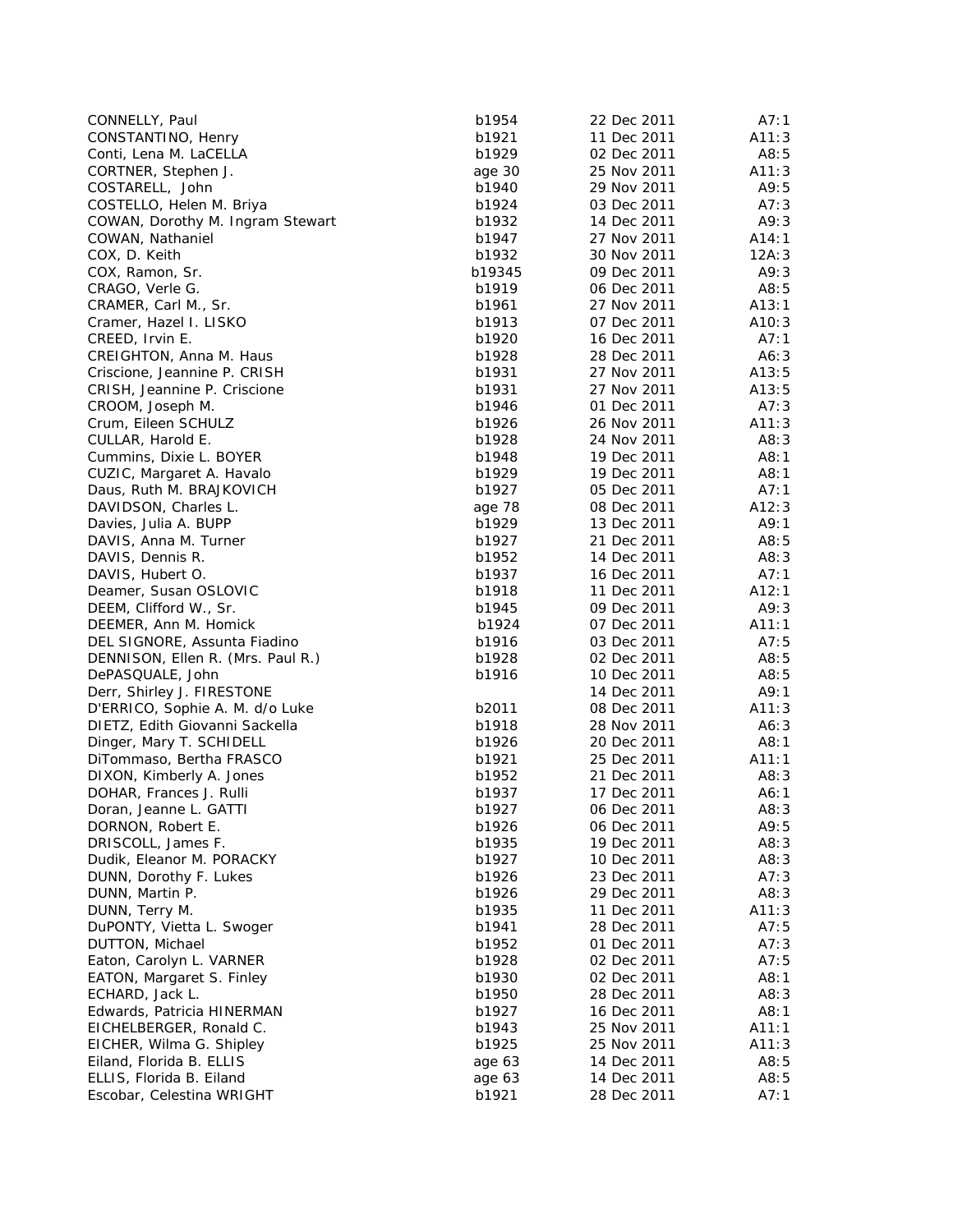| | | | |
|---|---|---|---|
| CONNELLY, Paul | b1954 | 22 Dec 2011 | A7:1 |
| CONSTANTINO, Henry | b1921 | 11 Dec 2011 | A11:3 |
| Conti, Lena M. LaCELLA | b1929 | 02 Dec 2011 | A8:5 |
| CORTNER, Stephen J. | age 30 | 25 Nov 2011 | A11:3 |
| COSTARELL, John | b1940 | 29 Nov 2011 | A9:5 |
| COSTELLO, Helen M. Briya | b1924 | 03 Dec 2011 | A7:3 |
| COWAN, Dorothy M. Ingram Stewart | b1932 | 14 Dec 2011 | A9:3 |
| COWAN, Nathaniel | b1947 | 27 Nov 2011 | A14:1 |
| COX, D. Keith | b1932 | 30 Nov 2011 | 12A:3 |
| COX, Ramon, Sr. | b19345 | 09 Dec 2011 | A9:3 |
| CRAGO, Verle G. | b1919 | 06 Dec 2011 | A8:5 |
| CRAMER, Carl M., Sr. | b1961 | 27 Nov 2011 | A13:1 |
| Cramer, Hazel I. LISKO | b1913 | 07 Dec 2011 | A10:3 |
| CREED, Irvin E. | b1920 | 16 Dec 2011 | A7:1 |
| CREIGHTON, Anna M. Haus | b1928 | 28 Dec 2011 | A6:3 |
| Criscione, Jeannine P. CRISH | b1931 | 27 Nov 2011 | A13:5 |
| CRISH, Jeannine P. Criscione | b1931 | 27 Nov 2011 | A13:5 |
| CROOM, Joseph M. | b1946 | 01 Dec 2011 | A7:3 |
| Crum, Eileen SCHULZ | b1926 | 26 Nov 2011 | A11:3 |
| CULLAR, Harold E. | b1928 | 24 Nov 2011 | A8:3 |
| Cummins, Dixie L. BOYER | b1948 | 19 Dec 2011 | A8:1 |
| CUZIC, Margaret A. Havalo | b1929 | 19 Dec 2011 | A8:1 |
| Daus, Ruth M. BRAJKOVICH | b1927 | 05 Dec 2011 | A7:1 |
| DAVIDSON, Charles L. | age 78 | 08 Dec 2011 | A12:3 |
| Davies, Julia A. BUPP | b1929 | 13 Dec 2011 | A9:1 |
| DAVIS, Anna M. Turner | b1927 | 21 Dec 2011 | A8:5 |
| DAVIS, Dennis R. | b1952 | 14 Dec 2011 | A8:3 |
| DAVIS, Hubert O. | b1937 | 16 Dec 2011 | A7:1 |
| Deamer, Susan OSLOVIC | b1918 | 11 Dec 2011 | A12:1 |
| DEEM, Clifford W., Sr. | b1945 | 09 Dec 2011 | A9:3 |
| DEEMER, Ann M. Homick | b1924 | 07 Dec 2011 | A11:1 |
| DEL SIGNORE, Assunta Fiadino | b1916 | 03 Dec 2011 | A7:5 |
| DENNISON, Ellen R. (Mrs. Paul R.) | b1928 | 02 Dec 2011 | A8:5 |
| DePASQUALE, John | b1916 | 10 Dec 2011 | A8:5 |
| Derr, Shirley J. FIRESTONE | | 14 Dec 2011 | A9:1 |
| D'ERRICO, Sophie A. M. d/o Luke | b2011 | 08 Dec 2011 | A11:3 |
| DIETZ, Edith Giovanni Sackella | b1918 | 28 Nov 2011 | A6:3 |
| Dinger, Mary T. SCHIDELL | b1926 | 20 Dec 2011 | A8:1 |
| DiTommaso, Bertha FRASCO | b1921 | 25 Dec 2011 | A11:1 |
| DIXON, Kimberly A. Jones | b1952 | 21 Dec 2011 | A8:3 |
| DOHAR, Frances J. Rulli | b1937 | 17 Dec 2011 | A6:1 |
| Doran, Jeanne L. GATTI | b1927 | 06 Dec 2011 | A8:3 |
| DORNON, Robert E. | b1926 | 06 Dec 2011 | A9:5 |
| DRISCOLL, James F. | b1935 | 19 Dec 2011 | A8:3 |
| Dudik, Eleanor M. PORACKY | b1927 | 10 Dec 2011 | A8:3 |
| DUNN, Dorothy F. Lukes | b1926 | 23 Dec 2011 | A7:3 |
| DUNN, Martin P. | b1926 | 29 Dec 2011 | A8:3 |
| DUNN, Terry M. | b1935 | 11 Dec 2011 | A11:3 |
| DuPONTY, Vietta L. Swoger | b1941 | 28 Dec 2011 | A7:5 |
| DUTTON, Michael | b1952 | 01 Dec 2011 | A7:3 |
| Eaton, Carolyn L. VARNER | b1928 | 02 Dec 2011 | A7:5 |
| EATON, Margaret S. Finley | b1930 | 02 Dec 2011 | A8:1 |
| ECHARD, Jack L. | b1950 | 28 Dec 2011 | A8:3 |
| Edwards, Patricia HINERMAN | b1927 | 16 Dec 2011 | A8:1 |
| EICHELBERGER, Ronald C. | b1943 | 25 Nov 2011 | A11:1 |
| EICHER, Wilma G. Shipley | b1925 | 25 Nov 2011 | A11:3 |
| Eiland, Florida B. ELLIS | age 63 | 14 Dec 2011 | A8:5 |
| ELLIS, Florida B. Eiland | age 63 | 14 Dec 2011 | A8:5 |
| Escobar, Celestina WRIGHT | b1921 | 28 Dec 2011 | A7:1 |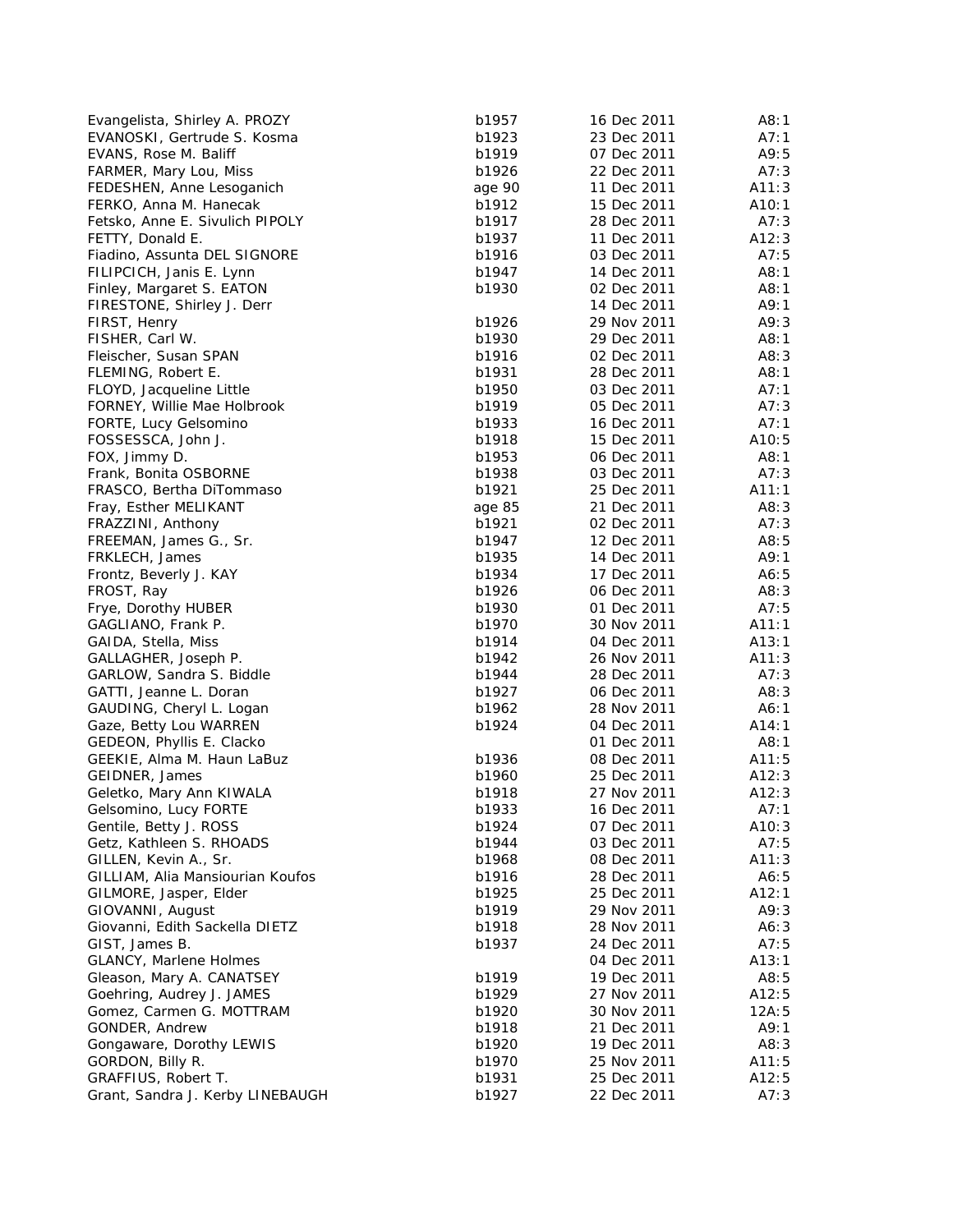| Name | Birth | Date | Page |
|---|---|---|---|
| Evangelista, Shirley A. PROZY | b1957 | 16 Dec 2011 | A8:1 |
| EVANOSKI, Gertrude S. Kosma | b1923 | 23 Dec 2011 | A7:1 |
| EVANS, Rose M. Baliff | b1919 | 07 Dec 2011 | A9:5 |
| FARMER, Mary Lou, Miss | b1926 | 22 Dec 2011 | A7:3 |
| FEDESHEN, Anne Lesoganich | age 90 | 11 Dec 2011 | A11:3 |
| FERKO, Anna M. Hanecak | b1912 | 15 Dec 2011 | A10:1 |
| Fetsko, Anne E. Sivulich PIPOLY | b1917 | 28 Dec 2011 | A7:3 |
| FETTY, Donald E. | b1937 | 11 Dec 2011 | A12:3 |
| Fiadino, Assunta DEL SIGNORE | b1916 | 03 Dec 2011 | A7:5 |
| FILIPCICH, Janis E. Lynn | b1947 | 14 Dec 2011 | A8:1 |
| Finley, Margaret S. EATON | b1930 | 02 Dec 2011 | A8:1 |
| FIRESTONE, Shirley J. Derr | | 14 Dec 2011 | A9:1 |
| FIRST, Henry | b1926 | 29 Nov 2011 | A9:3 |
| FISHER, Carl W. | b1930 | 29 Dec 2011 | A8:1 |
| Fleischer, Susan SPAN | b1916 | 02 Dec 2011 | A8:3 |
| FLEMING, Robert E. | b1931 | 28 Dec 2011 | A8:1 |
| FLOYD, Jacqueline Little | b1950 | 03 Dec 2011 | A7:1 |
| FORNEY, Willie Mae Holbrook | b1919 | 05 Dec 2011 | A7:3 |
| FORTE, Lucy Gelsomino | b1933 | 16 Dec 2011 | A7:1 |
| FOSSESSCA, John J. | b1918 | 15 Dec 2011 | A10:5 |
| FOX, Jimmy D. | b1953 | 06 Dec 2011 | A8:1 |
| Frank, Bonita OSBORNE | b1938 | 03 Dec 2011 | A7:3 |
| FRASCO, Bertha DiTommaso | b1921 | 25 Dec 2011 | A11:1 |
| Fray, Esther MELIKANT | age 85 | 21 Dec 2011 | A8:3 |
| FRAZZINI, Anthony | b1921 | 02 Dec 2011 | A7:3 |
| FREEMAN, James G., Sr. | b1947 | 12 Dec 2011 | A8:5 |
| FRKLECH, James | b1935 | 14 Dec 2011 | A9:1 |
| Frontz, Beverly J. KAY | b1934 | 17 Dec 2011 | A6:5 |
| FROST, Ray | b1926 | 06 Dec 2011 | A8:3 |
| Frye, Dorothy HUBER | b1930 | 01 Dec 2011 | A7:5 |
| GAGLIANO, Frank P. | b1970 | 30 Nov 2011 | A11:1 |
| GAIDA, Stella, Miss | b1914 | 04 Dec 2011 | A13:1 |
| GALLAGHER, Joseph P. | b1942 | 26 Nov 2011 | A11:3 |
| GARLOW, Sandra S. Biddle | b1944 | 28 Dec 2011 | A7:3 |
| GATTI, Jeanne L. Doran | b1927 | 06 Dec 2011 | A8:3 |
| GAUDING, Cheryl L. Logan | b1962 | 28 Nov 2011 | A6:1 |
| Gaze, Betty Lou WARREN | b1924 | 04 Dec 2011 | A14:1 |
| GEDEON, Phyllis E. Clacko | | 01 Dec 2011 | A8:1 |
| GEEKIE, Alma M. Haun LaBuz | b1936 | 08 Dec 2011 | A11:5 |
| GEIDNER, James | b1960 | 25 Dec 2011 | A12:3 |
| Geletko, Mary Ann KIWALA | b1918 | 27 Nov 2011 | A12:3 |
| Gelsomino, Lucy FORTE | b1933 | 16 Dec 2011 | A7:1 |
| Gentile, Betty J. ROSS | b1924 | 07 Dec 2011 | A10:3 |
| Getz, Kathleen S. RHOADS | b1944 | 03 Dec 2011 | A7:5 |
| GILLEN, Kevin A., Sr. | b1968 | 08 Dec 2011 | A11:3 |
| GILLIAM, Alia Mansiourian Koufos | b1916 | 28 Dec 2011 | A6:5 |
| GILMORE, Jasper, Elder | b1925 | 25 Dec 2011 | A12:1 |
| GIOVANNI, August | b1919 | 29 Nov 2011 | A9:3 |
| Giovanni, Edith Sackella DIETZ | b1918 | 28 Nov 2011 | A6:3 |
| GIST, James B. | b1937 | 24 Dec 2011 | A7:5 |
| GLANCY, Marlene Holmes | | 04 Dec 2011 | A13:1 |
| Gleason, Mary A. CANATSEY | b1919 | 19 Dec 2011 | A8:5 |
| Goehring, Audrey J. JAMES | b1929 | 27 Nov 2011 | A12:5 |
| Gomez, Carmen G. MOTTRAM | b1920 | 30 Nov 2011 | 12A:5 |
| GONDER, Andrew | b1918 | 21 Dec 2011 | A9:1 |
| Gongaware, Dorothy LEWIS | b1920 | 19 Dec 2011 | A8:3 |
| GORDON, Billy R. | b1970 | 25 Nov 2011 | A11:5 |
| GRAFFIUS, Robert T. | b1931 | 25 Dec 2011 | A12:5 |
| Grant, Sandra J. Kerby LINEBAUGH | b1927 | 22 Dec 2011 | A7:3 |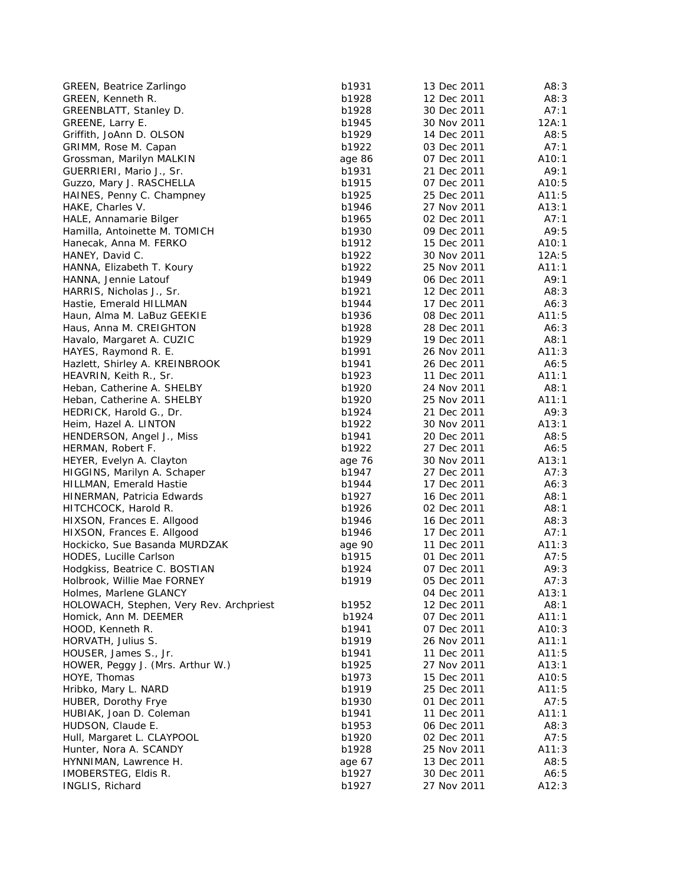| | | | |
|---|---|---|---|
| GREEN, Beatrice Zarlingo | b1931 | 13 Dec 2011 | A8:3 |
| GREEN, Kenneth R. | b1928 | 12 Dec 2011 | A8:3 |
| GREENBLATT, Stanley D. | b1928 | 30 Dec 2011 | A7:1 |
| GREENE, Larry E. | b1945 | 30 Nov 2011 | 12A:1 |
| Griffith, JoAnn D. OLSON | b1929 | 14 Dec 2011 | A8:5 |
| GRIMM, Rose M. Capan | b1922 | 03 Dec 2011 | A7:1 |
| Grossman, Marilyn MALKIN | age 86 | 07 Dec 2011 | A10:1 |
| GUERRIERI, Mario J., Sr. | b1931 | 21 Dec 2011 | A9:1 |
| Guzzo, Mary J. RASCHELLA | b1915 | 07 Dec 2011 | A10:5 |
| HAINES, Penny C. Champney | b1925 | 25 Dec 2011 | A11:5 |
| HAKE, Charles V. | b1946 | 27 Nov 2011 | A13:1 |
| HALE, Annamarie Bilger | b1965 | 02 Dec 2011 | A7:1 |
| Hamilla, Antoinette M. TOMICH | b1930 | 09 Dec 2011 | A9:5 |
| Hanecak, Anna M. FERKO | b1912 | 15 Dec 2011 | A10:1 |
| HANEY, David C. | b1922 | 30 Nov 2011 | 12A:5 |
| HANNA, Elizabeth T. Koury | b1922 | 25 Nov 2011 | A11:1 |
| HANNA, Jennie Latouf | b1949 | 06 Dec 2011 | A9:1 |
| HARRIS, Nicholas J., Sr. | b1921 | 12 Dec 2011 | A8:3 |
| Hastie, Emerald HILLMAN | b1944 | 17 Dec 2011 | A6:3 |
| Haun, Alma M. LaBuz GEEKIE | b1936 | 08 Dec 2011 | A11:5 |
| Haus, Anna M. CREIGHTON | b1928 | 28 Dec 2011 | A6:3 |
| Havalo, Margaret A. CUZIC | b1929 | 19 Dec 2011 | A8:1 |
| HAYES, Raymond R. E. | b1991 | 26 Nov 2011 | A11:3 |
| Hazlett, Shirley A. KREINBROOK | b1941 | 26 Dec 2011 | A6:5 |
| HEAVRIN, Keith R., Sr. | b1923 | 11 Dec 2011 | A11:1 |
| Heban, Catherine A. SHELBY | b1920 | 24 Nov 2011 | A8:1 |
| Heban, Catherine A. SHELBY | b1920 | 25 Nov 2011 | A11:1 |
| HEDRICK, Harold G., Dr. | b1924 | 21 Dec 2011 | A9:3 |
| Heim, Hazel A. LINTON | b1922 | 30 Nov 2011 | A13:1 |
| HENDERSON, Angel J., Miss | b1941 | 20 Dec 2011 | A8:5 |
| HERMAN, Robert F. | b1922 | 27 Dec 2011 | A6:5 |
| HEYER, Evelyn A. Clayton | age 76 | 30 Nov 2011 | A13:1 |
| HIGGINS, Marilyn A. Schaper | b1947 | 27 Dec 2011 | A7:3 |
| HILLMAN, Emerald Hastie | b1944 | 17 Dec 2011 | A6:3 |
| HINERMAN, Patricia Edwards | b1927 | 16 Dec 2011 | A8:1 |
| HITCHCOCK, Harold R. | b1926 | 02 Dec 2011 | A8:1 |
| HIXSON, Frances E. Allgood | b1946 | 16 Dec 2011 | A8:3 |
| HIXSON, Frances E. Allgood | b1946 | 17 Dec 2011 | A7:1 |
| Hockicko, Sue Basanda MURDZAK | age 90 | 11 Dec 2011 | A11:3 |
| HODES, Lucille Carlson | b1915 | 01 Dec 2011 | A7:5 |
| Hodgkiss, Beatrice C. BOSTIAN | b1924 | 07 Dec 2011 | A9:3 |
| Holbrook, Willie Mae FORNEY | b1919 | 05 Dec 2011 | A7:3 |
| Holmes, Marlene GLANCY | | 04 Dec 2011 | A13:1 |
| HOLOWACH, Stephen, Very Rev. Archpriest | b1952 | 12 Dec 2011 | A8:1 |
| Homick, Ann M. DEEMER | b1924 | 07 Dec 2011 | A11:1 |
| HOOD, Kenneth R. | b1941 | 07 Dec 2011 | A10:3 |
| HORVATH, Julius S. | b1919 | 26 Nov 2011 | A11:1 |
| HOUSER, James S., Jr. | b1941 | 11 Dec 2011 | A11:5 |
| HOWER, Peggy J. (Mrs. Arthur W.) | b1925 | 27 Nov 2011 | A13:1 |
| HOYE, Thomas | b1973 | 15 Dec 2011 | A10:5 |
| Hribko, Mary L. NARD | b1919 | 25 Dec 2011 | A11:5 |
| HUBER, Dorothy Frye | b1930 | 01 Dec 2011 | A7:5 |
| HUBIAK, Joan D. Coleman | b1941 | 11 Dec 2011 | A11:1 |
| HUDSON, Claude E. | b1953 | 06 Dec 2011 | A8:3 |
| Hull, Margaret L. CLAYPOOL | b1920 | 02 Dec 2011 | A7:5 |
| Hunter, Nora A. SCANDY | b1928 | 25 Nov 2011 | A11:3 |
| HYNNIMAN, Lawrence H. | age 67 | 13 Dec 2011 | A8:5 |
| IMOBERSTEG, Eldis R. | b1927 | 30 Dec 2011 | A6:5 |
| INGLIS, Richard | b1927 | 27 Nov 2011 | A12:3 |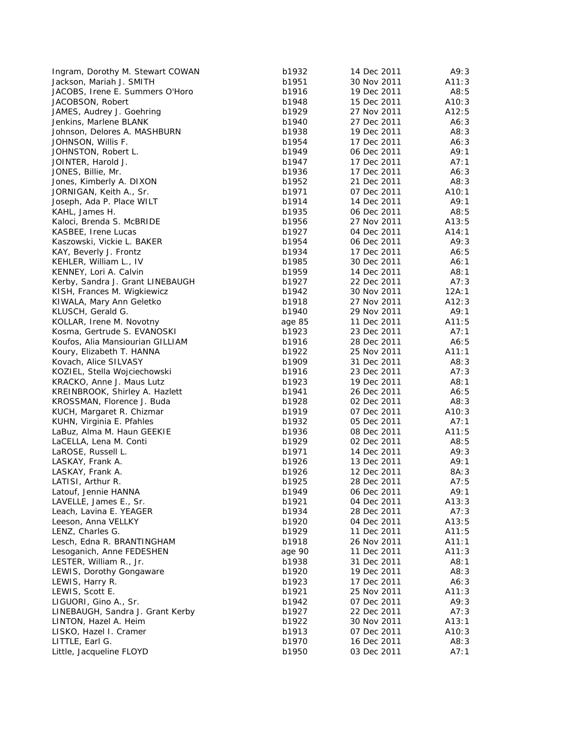| | | | |
|---|---|---|---|
| Ingram, Dorothy M. Stewart COWAN | b1932 | 14 Dec 2011 | A9:3 |
| Jackson, Mariah J. SMITH | b1951 | 30 Nov 2011 | A11:3 |
| JACOBS, Irene E. Summers O'Horo | b1916 | 19 Dec 2011 | A8:5 |
| JACOBSON, Robert | b1948 | 15 Dec 2011 | A10:3 |
| JAMES, Audrey J. Goehring | b1929 | 27 Nov 2011 | A12:5 |
| Jenkins, Marlene BLANK | b1940 | 27 Dec 2011 | A6:3 |
| Johnson, Delores A. MASHBURN | b1938 | 19 Dec 2011 | A8:3 |
| JOHNSON, Willis F. | b1954 | 17 Dec 2011 | A6:3 |
| JOHNSTON, Robert L. | b1949 | 06 Dec 2011 | A9:1 |
| JOINTER, Harold J. | b1947 | 17 Dec 2011 | A7:1 |
| JONES, Billie, Mr. | b1936 | 17 Dec 2011 | A6:3 |
| Jones, Kimberly A. DIXON | b1952 | 21 Dec 2011 | A8:3 |
| JORNIGAN, Keith A., Sr. | b1971 | 07 Dec 2011 | A10:1 |
| Joseph, Ada P. Place WILT | b1914 | 14 Dec 2011 | A9:1 |
| KAHL, James H. | b1935 | 06 Dec 2011 | A8:5 |
| Kaloci, Brenda S. McBRIDE | b1956 | 27 Nov 2011 | A13:5 |
| KASBEE, Irene Lucas | b1927 | 04 Dec 2011 | A14:1 |
| Kaszowski, Vickie L. BAKER | b1954 | 06 Dec 2011 | A9:3 |
| KAY, Beverly J. Frontz | b1934 | 17 Dec 2011 | A6:5 |
| KEHLER, William L., IV | b1985 | 30 Dec 2011 | A6:1 |
| KENNEY, Lori A. Calvin | b1959 | 14 Dec 2011 | A8:1 |
| Kerby, Sandra J. Grant LINEBAUGH | b1927 | 22 Dec 2011 | A7:3 |
| KISH, Frances M. Wigkiewicz | b1942 | 30 Nov 2011 | 12A:1 |
| KIWALA, Mary Ann Geletko | b1918 | 27 Nov 2011 | A12:3 |
| KLUSCH, Gerald G. | b1940 | 29 Nov 2011 | A9:1 |
| KOLLAR, Irene M. Novotny | age 85 | 11 Dec 2011 | A11:5 |
| Kosma, Gertrude S. EVANOSKI | b1923 | 23 Dec 2011 | A7:1 |
| Koufos, Alia Mansiourian GILLIAM | b1916 | 28 Dec 2011 | A6:5 |
| Koury, Elizabeth T. HANNA | b1922 | 25 Nov 2011 | A11:1 |
| Kovach, Alice SILVASY | b1909 | 31 Dec 2011 | A8:3 |
| KOZIEL, Stella Wojciechowski | b1916 | 23 Dec 2011 | A7:3 |
| KRACKO, Anne J. Maus Lutz | b1923 | 19 Dec 2011 | A8:1 |
| KREINBROOK, Shirley A. Hazlett | b1941 | 26 Dec 2011 | A6:5 |
| KROSSMAN, Florence J. Buda | b1928 | 02 Dec 2011 | A8:3 |
| KUCH, Margaret R. Chizmar | b1919 | 07 Dec 2011 | A10:3 |
| KUHN, Virginia E. Pfahles | b1932 | 05 Dec 2011 | A7:1 |
| LaBuz, Alma M. Haun GEEKIE | b1936 | 08 Dec 2011 | A11:5 |
| LaCELLA, Lena M. Conti | b1929 | 02 Dec 2011 | A8:5 |
| LaROSE, Russell L. | b1971 | 14 Dec 2011 | A9:3 |
| LASKAY, Frank A. | b1926 | 13 Dec 2011 | A9:1 |
| LASKAY, Frank A. | b1926 | 12 Dec 2011 | 8A:3 |
| LATISI, Arthur R. | b1925 | 28 Dec 2011 | A7:5 |
| Latouf, Jennie HANNA | b1949 | 06 Dec 2011 | A9:1 |
| LAVELLE, James E., Sr. | b1921 | 04 Dec 2011 | A13:3 |
| Leach, Lavina E. YEAGER | b1934 | 28 Dec 2011 | A7:3 |
| Leeson, Anna VELLKY | b1920 | 04 Dec 2011 | A13:5 |
| LENZ, Charles G. | b1929 | 11 Dec 2011 | A11:5 |
| Lesch, Edna R. BRANTINGHAM | b1918 | 26 Nov 2011 | A11:1 |
| Lesoganich, Anne FEDESHEN | age 90 | 11 Dec 2011 | A11:3 |
| LESTER, William R., Jr. | b1938 | 31 Dec 2011 | A8:1 |
| LEWIS, Dorothy Gongaware | b1920 | 19 Dec 2011 | A8:3 |
| LEWIS, Harry R. | b1923 | 17 Dec 2011 | A6:3 |
| LEWIS, Scott E. | b1921 | 25 Nov 2011 | A11:3 |
| LIGUORI, Gino A., Sr. | b1942 | 07 Dec 2011 | A9:3 |
| LINEBAUGH, Sandra J. Grant Kerby | b1927 | 22 Dec 2011 | A7:3 |
| LINTON, Hazel A. Heim | b1922 | 30 Nov 2011 | A13:1 |
| LISKO, Hazel I. Cramer | b1913 | 07 Dec 2011 | A10:3 |
| LITTLE, Earl G. | b1970 | 16 Dec 2011 | A8:3 |
| Little, Jacqueline FLOYD | b1950 | 03 Dec 2011 | A7:1 |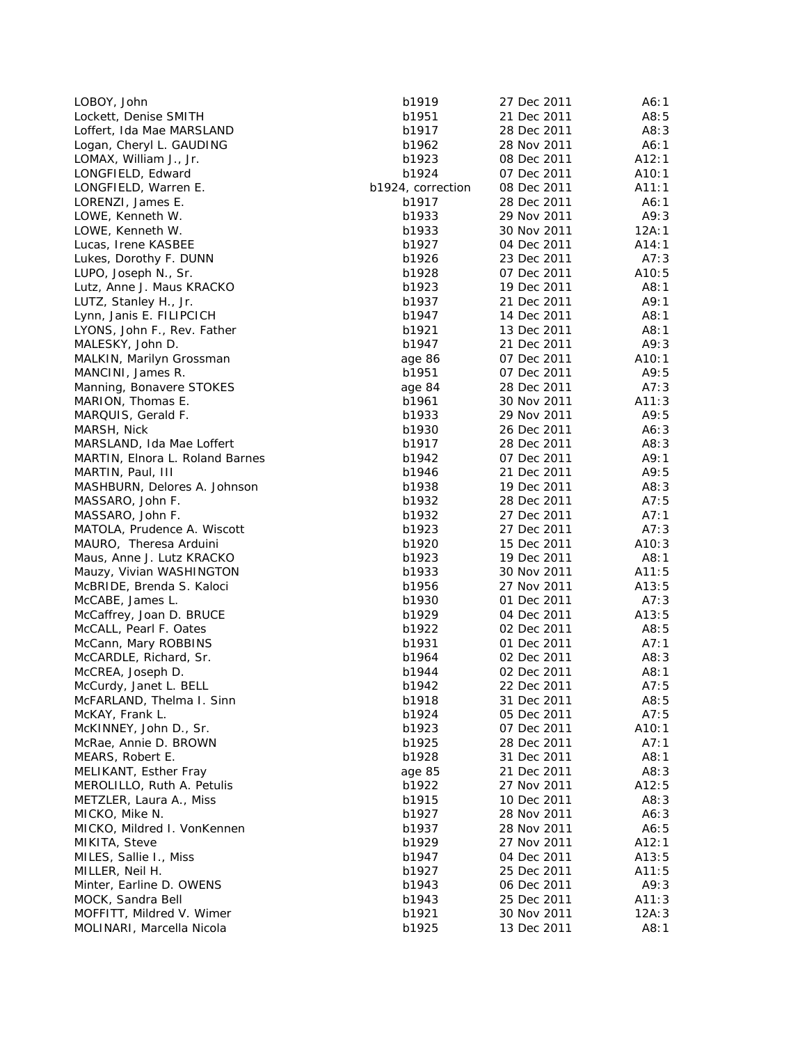| | | | |
|---|---|---|---|
| LOBOY, John | b1919 | 27 Dec 2011 | A6:1 |
| Lockett, Denise SMITH | b1951 | 21 Dec 2011 | A8:5 |
| Loffert, Ida Mae MARSLAND | b1917 | 28 Dec 2011 | A8:3 |
| Logan, Cheryl L. GAUDING | b1962 | 28 Nov 2011 | A6:1 |
| LOMAX, William J., Jr. | b1923 | 08 Dec 2011 | A12:1 |
| LONGFIELD, Edward | b1924 | 07 Dec 2011 | A10:1 |
| LONGFIELD, Warren E. | b1924, correction | 08 Dec 2011 | A11:1 |
| LORENZI, James E. | b1917 | 28 Dec 2011 | A6:1 |
| LOWE, Kenneth W. | b1933 | 29 Nov 2011 | A9:3 |
| LOWE, Kenneth W. | b1933 | 30 Nov 2011 | 12A:1 |
| Lucas, Irene KASBEE | b1927 | 04 Dec 2011 | A14:1 |
| Lukes, Dorothy F. DUNN | b1926 | 23 Dec 2011 | A7:3 |
| LUPO, Joseph N., Sr. | b1928 | 07 Dec 2011 | A10:5 |
| Lutz, Anne J. Maus KRACKO | b1923 | 19 Dec 2011 | A8:1 |
| LUTZ, Stanley H., Jr. | b1937 | 21 Dec 2011 | A9:1 |
| Lynn, Janis E. FILIPCICH | b1947 | 14 Dec 2011 | A8:1 |
| LYONS, John F., Rev. Father | b1921 | 13 Dec 2011 | A8:1 |
| MALESKY, John D. | b1947 | 21 Dec 2011 | A9:3 |
| MALKIN, Marilyn Grossman | age 86 | 07 Dec 2011 | A10:1 |
| MANCINI, James R. | b1951 | 07 Dec 2011 | A9:5 |
| Manning, Bonavere STOKES | age 84 | 28 Dec 2011 | A7:3 |
| MARION, Thomas E. | b1961 | 30 Nov 2011 | A11:3 |
| MARQUIS, Gerald F. | b1933 | 29 Nov 2011 | A9:5 |
| MARSH, Nick | b1930 | 26 Dec 2011 | A6:3 |
| MARSLAND, Ida Mae Loffert | b1917 | 28 Dec 2011 | A8:3 |
| MARTIN, Elnora L. Roland Barnes | b1942 | 07 Dec 2011 | A9:1 |
| MARTIN, Paul, III | b1946 | 21 Dec 2011 | A9:5 |
| MASHBURN, Delores A. Johnson | b1938 | 19 Dec 2011 | A8:3 |
| MASSARO, John F. | b1932 | 28 Dec 2011 | A7:5 |
| MASSARO, John F. | b1932 | 27 Dec 2011 | A7:1 |
| MATOLA, Prudence A. Wiscott | b1923 | 27 Dec 2011 | A7:3 |
| MAURO, Theresa Arduini | b1920 | 15 Dec 2011 | A10:3 |
| Maus, Anne J. Lutz KRACKO | b1923 | 19 Dec 2011 | A8:1 |
| Mauzy, Vivian WASHINGTON | b1933 | 30 Nov 2011 | A11:5 |
| McBRIDE, Brenda S. Kaloci | b1956 | 27 Nov 2011 | A13:5 |
| McCABE, James L. | b1930 | 01 Dec 2011 | A7:3 |
| McCaffrey, Joan D. BRUCE | b1929 | 04 Dec 2011 | A13:5 |
| McCALL, Pearl F. Oates | b1922 | 02 Dec 2011 | A8:5 |
| McCann, Mary ROBBINS | b1931 | 01 Dec 2011 | A7:1 |
| McCARDLE, Richard, Sr. | b1964 | 02 Dec 2011 | A8:3 |
| McCREA, Joseph D. | b1944 | 02 Dec 2011 | A8:1 |
| McCurdy, Janet L. BELL | b1942 | 22 Dec 2011 | A7:5 |
| McFARLAND, Thelma I. Sinn | b1918 | 31 Dec 2011 | A8:5 |
| McKAY, Frank L. | b1924 | 05 Dec 2011 | A7:5 |
| McKINNEY, John D., Sr. | b1923 | 07 Dec 2011 | A10:1 |
| McRae, Annie D. BROWN | b1925 | 28 Dec 2011 | A7:1 |
| MEARS, Robert E. | b1928 | 31 Dec 2011 | A8:1 |
| MELIKANT, Esther Fray | age 85 | 21 Dec 2011 | A8:3 |
| MEROLILLO, Ruth A. Petulis | b1922 | 27 Nov 2011 | A12:5 |
| METZLER, Laura A., Miss | b1915 | 10 Dec 2011 | A8:3 |
| MICKO, Mike N. | b1927 | 28 Nov 2011 | A6:3 |
| MICKO, Mildred I. VonKennen | b1937 | 28 Nov 2011 | A6:5 |
| MIKITA, Steve | b1929 | 27 Nov 2011 | A12:1 |
| MILES, Sallie I., Miss | b1947 | 04 Dec 2011 | A13:5 |
| MILLER, Neil H. | b1927 | 25 Dec 2011 | A11:5 |
| Minter, Earline D. OWENS | b1943 | 06 Dec 2011 | A9:3 |
| MOCK, Sandra Bell | b1943 | 25 Dec 2011 | A11:3 |
| MOFFITT, Mildred V. Wimer | b1921 | 30 Nov 2011 | 12A:3 |
| MOLINARI, Marcella Nicola | b1925 | 13 Dec 2011 | A8:1 |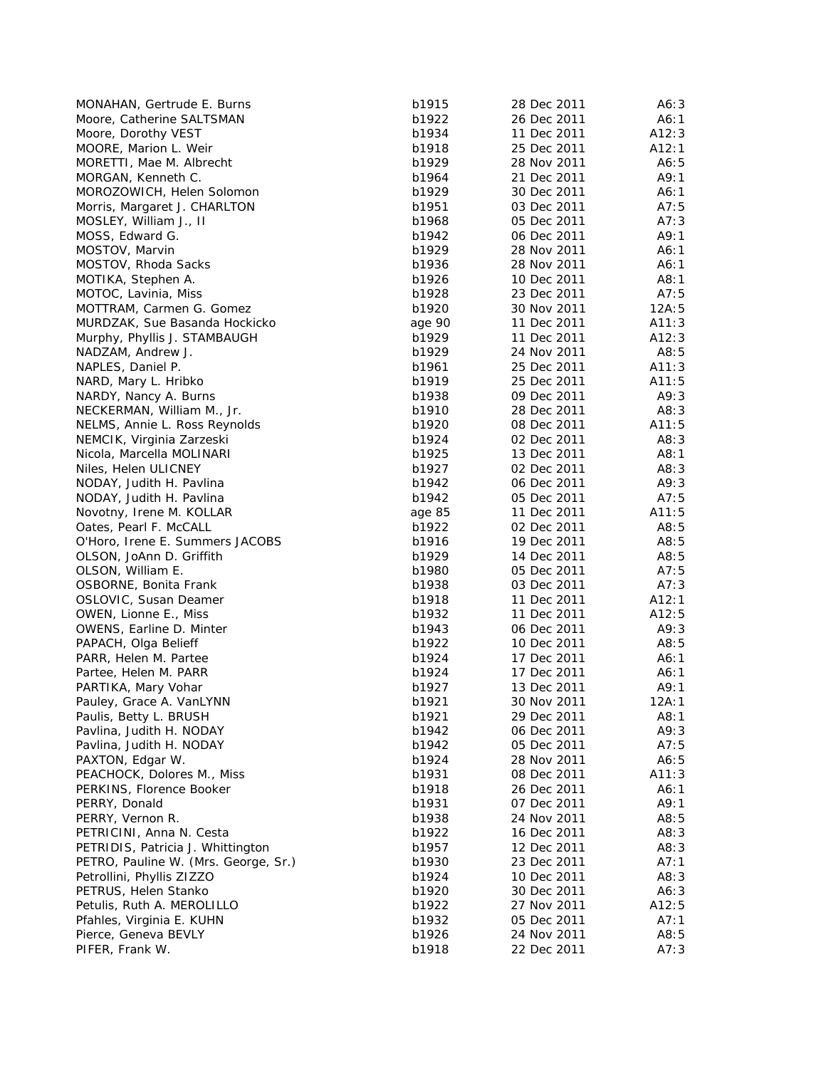| | | | |
|---|---|---|---|
| MONAHAN, Gertrude E. Burns | b1915 | 28 Dec 2011 | A6:3 |
| Moore, Catherine SALTSMAN | b1922 | 26 Dec 2011 | A6:1 |
| Moore, Dorothy VEST | b1934 | 11 Dec 2011 | A12:3 |
| MOORE, Marion L. Weir | b1918 | 25 Dec 2011 | A12:1 |
| MORETTI, Mae M. Albrecht | b1929 | 28 Nov 2011 | A6:5 |
| MORGAN, Kenneth C. | b1964 | 21 Dec 2011 | A9:1 |
| MOROZOWICH, Helen Solomon | b1929 | 30 Dec 2011 | A6:1 |
| Morris, Margaret J. CHARLTON | b1951 | 03 Dec 2011 | A7:5 |
| MOSLEY, William J., II | b1968 | 05 Dec 2011 | A7:3 |
| MOSS, Edward G. | b1942 | 06 Dec 2011 | A9:1 |
| MOSTOV, Marvin | b1929 | 28 Nov 2011 | A6:1 |
| MOSTOV, Rhoda Sacks | b1936 | 28 Nov 2011 | A6:1 |
| MOTIKA, Stephen A. | b1926 | 10 Dec 2011 | A8:1 |
| MOTOC, Lavinia, Miss | b1928 | 23 Dec 2011 | A7:5 |
| MOTTRAM, Carmen G. Gomez | b1920 | 30 Nov 2011 | 12A:5 |
| MURDZAK, Sue Basanda Hockicko | age 90 | 11 Dec 2011 | A11:3 |
| Murphy, Phyllis J. STAMBAUGH | b1929 | 11 Dec 2011 | A12:3 |
| NADZAM, Andrew J. | b1929 | 24 Nov 2011 | A8:5 |
| NAPLES, Daniel P. | b1961 | 25 Dec 2011 | A11:3 |
| NARD, Mary L. Hribko | b1919 | 25 Dec 2011 | A11:5 |
| NARDY, Nancy A. Burns | b1938 | 09 Dec 2011 | A9:3 |
| NECKERMAN, William M., Jr. | b1910 | 28 Dec 2011 | A8:3 |
| NELMS, Annie L. Ross Reynolds | b1920 | 08 Dec 2011 | A11:5 |
| NEMCIK, Virginia Zarzeski | b1924 | 02 Dec 2011 | A8:3 |
| Nicola, Marcella MOLINARI | b1925 | 13 Dec 2011 | A8:1 |
| Niles, Helen ULICNEY | b1927 | 02 Dec 2011 | A8:3 |
| NODAY, Judith H. Pavlina | b1942 | 06 Dec 2011 | A9:3 |
| NODAY, Judith H. Pavlina | b1942 | 05 Dec 2011 | A7:5 |
| Novotny, Irene M. KOLLAR | age 85 | 11 Dec 2011 | A11:5 |
| Oates, Pearl F. McCALL | b1922 | 02 Dec 2011 | A8:5 |
| O'Horo, Irene E. Summers JACOBS | b1916 | 19 Dec 2011 | A8:5 |
| OLSON, JoAnn D. Griffith | b1929 | 14 Dec 2011 | A8:5 |
| OLSON, William E. | b1980 | 05 Dec 2011 | A7:5 |
| OSBORNE, Bonita Frank | b1938 | 03 Dec 2011 | A7:3 |
| OSLOVIC, Susan Deamer | b1918 | 11 Dec 2011 | A12:1 |
| OWEN, Lionne E., Miss | b1932 | 11 Dec 2011 | A12:5 |
| OWENS, Earline D. Minter | b1943 | 06 Dec 2011 | A9:3 |
| PAPACH, Olga Belieff | b1922 | 10 Dec 2011 | A8:5 |
| PARR, Helen M. Partee | b1924 | 17 Dec 2011 | A6:1 |
| Partee, Helen M. PARR | b1924 | 17 Dec 2011 | A6:1 |
| PARTIKA, Mary Vohar | b1927 | 13 Dec 2011 | A9:1 |
| Pauley, Grace A. VanLYNN | b1921 | 30 Nov 2011 | 12A:1 |
| Paulis, Betty L. BRUSH | b1921 | 29 Dec 2011 | A8:1 |
| Pavlina, Judith H. NODAY | b1942 | 06 Dec 2011 | A9:3 |
| Pavlina, Judith H. NODAY | b1942 | 05 Dec 2011 | A7:5 |
| PAXTON, Edgar W. | b1924 | 28 Nov 2011 | A6:5 |
| PEACHOCK, Dolores M., Miss | b1931 | 08 Dec 2011 | A11:3 |
| PERKINS, Florence Booker | b1918 | 26 Dec 2011 | A6:1 |
| PERRY, Donald | b1931 | 07 Dec 2011 | A9:1 |
| PERRY, Vernon R. | b1938 | 24 Nov 2011 | A8:5 |
| PETRICINI, Anna N. Cesta | b1922 | 16 Dec 2011 | A8:3 |
| PETRIDIS, Patricia J. Whittington | b1957 | 12 Dec 2011 | A8:3 |
| PETRO, Pauline W. (Mrs. George, Sr.) | b1930 | 23 Dec 2011 | A7:1 |
| Petrollini, Phyllis ZIZZO | b1924 | 10 Dec 2011 | A8:3 |
| PETRUS, Helen Stanko | b1920 | 30 Dec 2011 | A6:3 |
| Petulis, Ruth A. MEROLILLO | b1922 | 27 Nov 2011 | A12:5 |
| Pfahles, Virginia E. KUHN | b1932 | 05 Dec 2011 | A7:1 |
| Pierce, Geneva BEVLY | b1926 | 24 Nov 2011 | A8:5 |
| PIFER, Frank W. | b1918 | 22 Dec 2011 | A7:3 |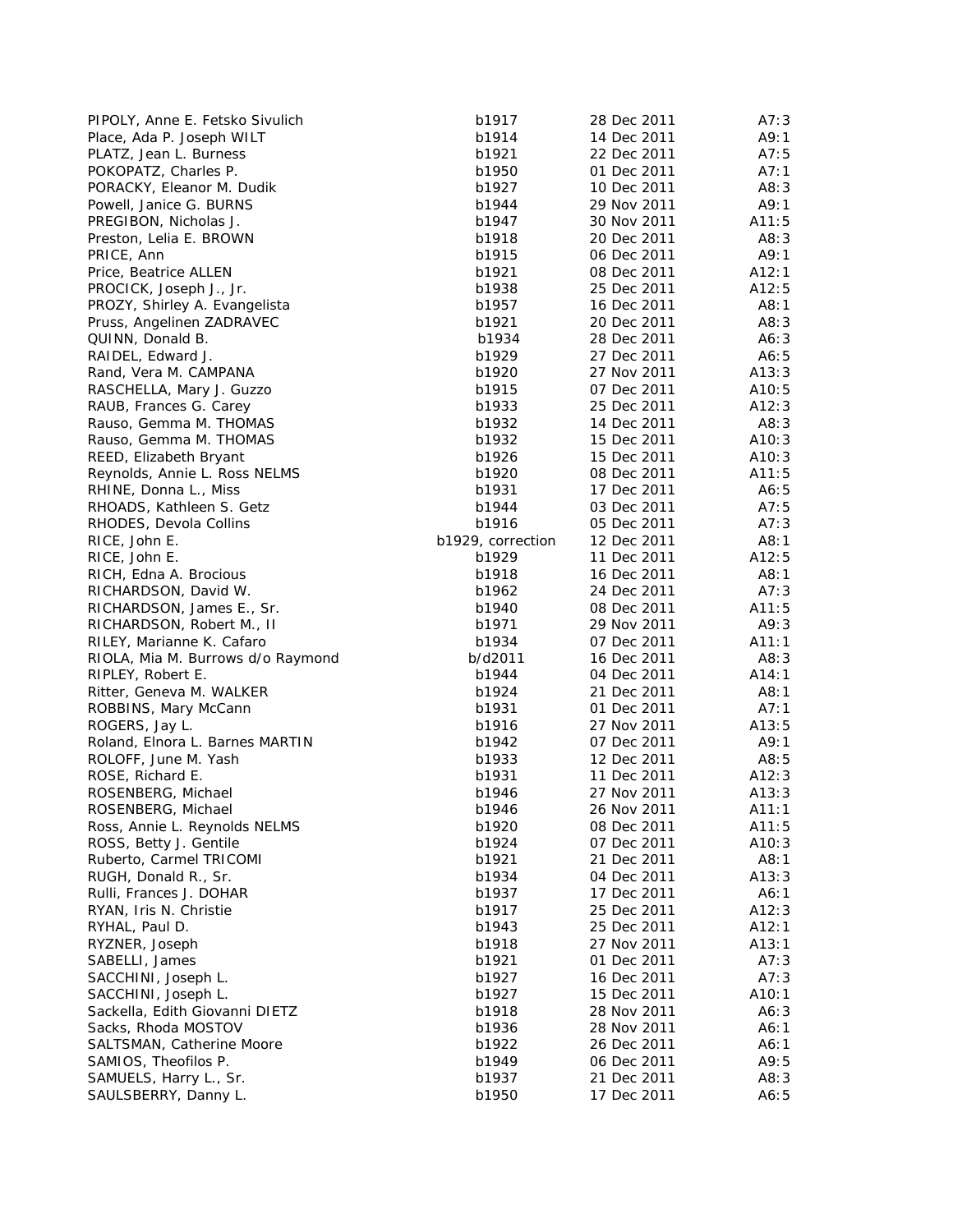| | | | |
|---|---|---|---|
| PIPOLY, Anne E. Fetsko Sivulich | b1917 | 28 Dec 2011 | A7:3 |
| Place, Ada P. Joseph WILT | b1914 | 14 Dec 2011 | A9:1 |
| PLATZ, Jean L. Burness | b1921 | 22 Dec 2011 | A7:5 |
| POKOPATZ, Charles P. | b1950 | 01 Dec 2011 | A7:1 |
| PORACKY, Eleanor M. Dudik | b1927 | 10 Dec 2011 | A8:3 |
| Powell, Janice G. BURNS | b1944 | 29 Nov 2011 | A9:1 |
| PREGIBON, Nicholas J. | b1947 | 30 Nov 2011 | A11:5 |
| Preston, Lelia E. BROWN | b1918 | 20 Dec 2011 | A8:3 |
| PRICE, Ann | b1915 | 06 Dec 2011 | A9:1 |
| Price, Beatrice ALLEN | b1921 | 08 Dec 2011 | A12:1 |
| PROCICK, Joseph J., Jr. | b1938 | 25 Dec 2011 | A12:5 |
| PROZY, Shirley A. Evangelista | b1957 | 16 Dec 2011 | A8:1 |
| Pruss, Angelinen ZADRAVEC | b1921 | 20 Dec 2011 | A8:3 |
| QUINN, Donald B. | b1934 | 28 Dec 2011 | A6:3 |
| RAIDEL, Edward J. | b1929 | 27 Dec 2011 | A6:5 |
| Rand, Vera M. CAMPANA | b1920 | 27 Nov 2011 | A13:3 |
| RASCHELLA, Mary J. Guzzo | b1915 | 07 Dec 2011 | A10:5 |
| RAUB, Frances G. Carey | b1933 | 25 Dec 2011 | A12:3 |
| Rauso, Gemma M. THOMAS | b1932 | 14 Dec 2011 | A8:3 |
| Rauso, Gemma M. THOMAS | b1932 | 15 Dec 2011 | A10:3 |
| REED, Elizabeth Bryant | b1926 | 15 Dec 2011 | A10:3 |
| Reynolds, Annie L. Ross NELMS | b1920 | 08 Dec 2011 | A11:5 |
| RHINE, Donna L., Miss | b1931 | 17 Dec 2011 | A6:5 |
| RHOADS, Kathleen S. Getz | b1944 | 03 Dec 2011 | A7:5 |
| RHODES, Devola Collins | b1916 | 05 Dec 2011 | A7:3 |
| RICE, John E. | b1929, correction | 12 Dec 2011 | A8:1 |
| RICE, John E. | b1929 | 11 Dec 2011 | A12:5 |
| RICH, Edna A. Brocious | b1918 | 16 Dec 2011 | A8:1 |
| RICHARDSON, David W. | b1962 | 24 Dec 2011 | A7:3 |
| RICHARDSON, James E., Sr. | b1940 | 08 Dec 2011 | A11:5 |
| RICHARDSON, Robert M., II | b1971 | 29 Nov 2011 | A9:3 |
| RILEY, Marianne K. Cafaro | b1934 | 07 Dec 2011 | A11:1 |
| RIOLA, Mia M. Burrows d/o Raymond | b/d2011 | 16 Dec 2011 | A8:3 |
| RIPLEY, Robert E. | b1944 | 04 Dec 2011 | A14:1 |
| Ritter, Geneva M. WALKER | b1924 | 21 Dec 2011 | A8:1 |
| ROBBINS, Mary McCann | b1931 | 01 Dec 2011 | A7:1 |
| ROGERS, Jay L. | b1916 | 27 Nov 2011 | A13:5 |
| Roland, Elnora L. Barnes MARTIN | b1942 | 07 Dec 2011 | A9:1 |
| ROLOFF, June M. Yash | b1933 | 12 Dec 2011 | A8:5 |
| ROSE, Richard E. | b1931 | 11 Dec 2011 | A12:3 |
| ROSENBERG, Michael | b1946 | 27 Nov 2011 | A13:3 |
| ROSENBERG, Michael | b1946 | 26 Nov 2011 | A11:1 |
| Ross, Annie L. Reynolds NELMS | b1920 | 08 Dec 2011 | A11:5 |
| ROSS, Betty J. Gentile | b1924 | 07 Dec 2011 | A10:3 |
| Ruberto, Carmel TRICOMI | b1921 | 21 Dec 2011 | A8:1 |
| RUGH, Donald R., Sr. | b1934 | 04 Dec 2011 | A13:3 |
| Rulli, Frances J. DOHAR | b1937 | 17 Dec 2011 | A6:1 |
| RYAN, Iris N. Christie | b1917 | 25 Dec 2011 | A12:3 |
| RYHAL, Paul D. | b1943 | 25 Dec 2011 | A12:1 |
| RYZNER, Joseph | b1918 | 27 Nov 2011 | A13:1 |
| SABELLI, James | b1921 | 01 Dec 2011 | A7:3 |
| SACCHINI, Joseph L. | b1927 | 16 Dec 2011 | A7:3 |
| SACCHINI, Joseph L. | b1927 | 15 Dec 2011 | A10:1 |
| Sackella, Edith Giovanni DIETZ | b1918 | 28 Nov 2011 | A6:3 |
| Sacks, Rhoda MOSTOV | b1936 | 28 Nov 2011 | A6:1 |
| SALTSMAN, Catherine Moore | b1922 | 26 Dec 2011 | A6:1 |
| SAMIOS, Theofilos P. | b1949 | 06 Dec 2011 | A9:5 |
| SAMUELS, Harry L., Sr. | b1937 | 21 Dec 2011 | A8:3 |
| SAULSBERRY, Danny L. | b1950 | 17 Dec 2011 | A6:5 |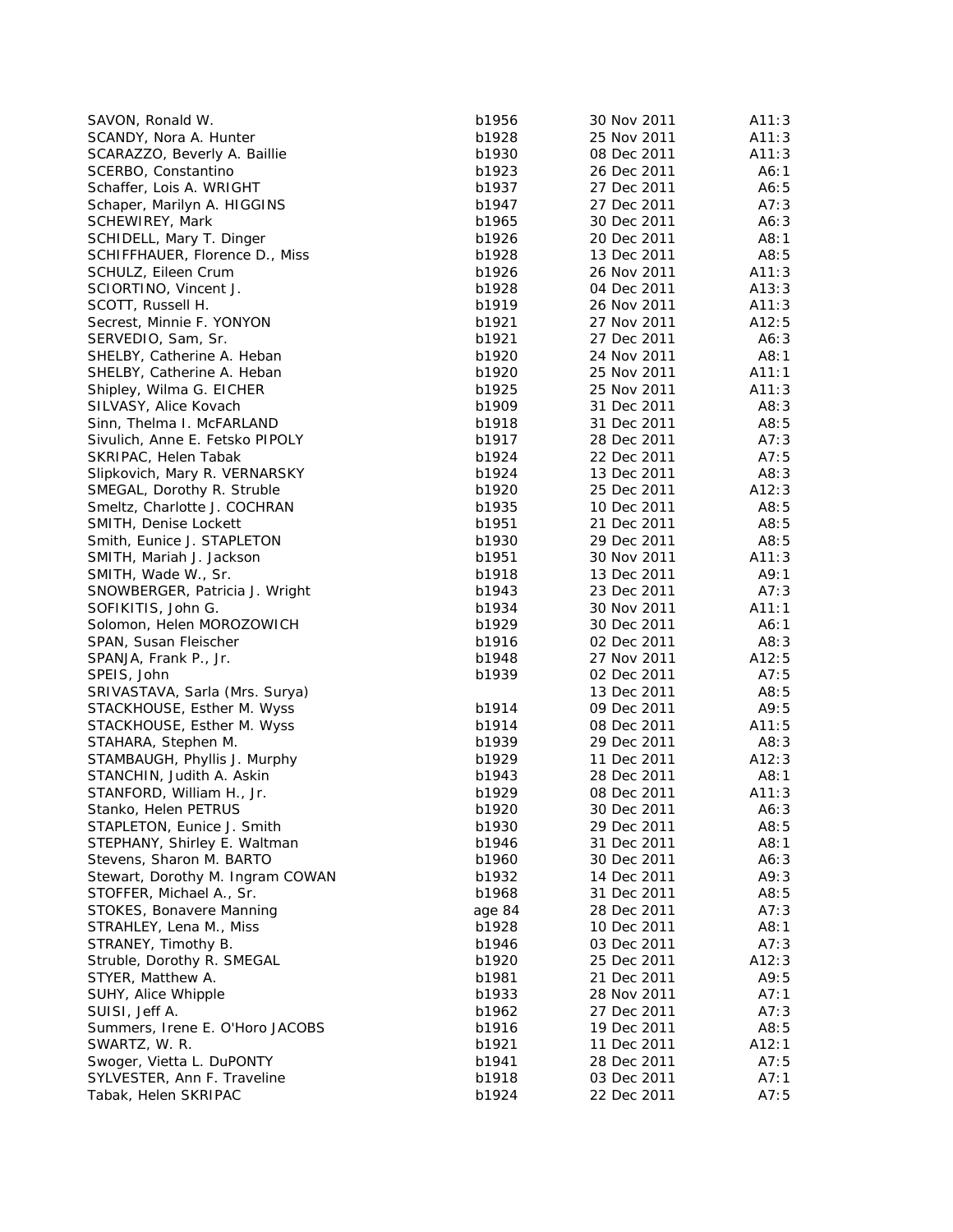| | | | |
|---|---|---|---|
| SAVON, Ronald W. | b1956 | 30 Nov 2011 | A11:3 |
| SCANDY, Nora A. Hunter | b1928 | 25 Nov 2011 | A11:3 |
| SCARAZZO, Beverly A. Baillie | b1930 | 08 Dec 2011 | A11:3 |
| SCERBO, Constantino | b1923 | 26 Dec 2011 | A6:1 |
| Schaffer, Lois A. WRIGHT | b1937 | 27 Dec 2011 | A6:5 |
| Schaper, Marilyn A. HIGGINS | b1947 | 27 Dec 2011 | A7:3 |
| SCHEWIREY, Mark | b1965 | 30 Dec 2011 | A6:3 |
| SCHIDELL, Mary T. Dinger | b1926 | 20 Dec 2011 | A8:1 |
| SCHIFFHAUER, Florence D., Miss | b1928 | 13 Dec 2011 | A8:5 |
| SCHULZ, Eileen Crum | b1926 | 26 Nov 2011 | A11:3 |
| SCIORTINO, Vincent J. | b1928 | 04 Dec 2011 | A13:3 |
| SCOTT, Russell H. | b1919 | 26 Nov 2011 | A11:3 |
| Secrest, Minnie F. YONYON | b1921 | 27 Nov 2011 | A12:5 |
| SERVEDIO, Sam, Sr. | b1921 | 27 Dec 2011 | A6:3 |
| SHELBY, Catherine A. Heban | b1920 | 24 Nov 2011 | A8:1 |
| SHELBY, Catherine A. Heban | b1920 | 25 Nov 2011 | A11:1 |
| Shipley, Wilma G. EICHER | b1925 | 25 Nov 2011 | A11:3 |
| SILVASY, Alice Kovach | b1909 | 31 Dec 2011 | A8:3 |
| Sinn, Thelma I. McFARLAND | b1918 | 31 Dec 2011 | A8:5 |
| Sivulich, Anne E. Fetsko PIPOLY | b1917 | 28 Dec 2011 | A7:3 |
| SKRIPAC, Helen Tabak | b1924 | 22 Dec 2011 | A7:5 |
| Slipkovich, Mary R. VERNARSKY | b1924 | 13 Dec 2011 | A8:3 |
| SMEGAL, Dorothy R. Struble | b1920 | 25 Dec 2011 | A12:3 |
| Smeltz, Charlotte J. COCHRAN | b1935 | 10 Dec 2011 | A8:5 |
| SMITH, Denise Lockett | b1951 | 21 Dec 2011 | A8:5 |
| Smith, Eunice J. STAPLETON | b1930 | 29 Dec 2011 | A8:5 |
| SMITH, Mariah J. Jackson | b1951 | 30 Nov 2011 | A11:3 |
| SMITH, Wade W., Sr. | b1918 | 13 Dec 2011 | A9:1 |
| SNOWBERGER, Patricia J. Wright | b1943 | 23 Dec 2011 | A7:3 |
| SOFIKITIS, John G. | b1934 | 30 Nov 2011 | A11:1 |
| Solomon, Helen MOROZOWICH | b1929 | 30 Dec 2011 | A6:1 |
| SPAN, Susan Fleischer | b1916 | 02 Dec 2011 | A8:3 |
| SPANJA, Frank P., Jr. | b1948 | 27 Nov 2011 | A12:5 |
| SPEIS, John | b1939 | 02 Dec 2011 | A7:5 |
| SRIVASTAVA, Sarla (Mrs. Surya) | | 13 Dec 2011 | A8:5 |
| STACKHOUSE, Esther M. Wyss | b1914 | 09 Dec 2011 | A9:5 |
| STACKHOUSE, Esther M. Wyss | b1914 | 08 Dec 2011 | A11:5 |
| STAHARA, Stephen M. | b1939 | 29 Dec 2011 | A8:3 |
| STAMBAUGH, Phyllis J. Murphy | b1929 | 11 Dec 2011 | A12:3 |
| STANCHIN, Judith A. Askin | b1943 | 28 Dec 2011 | A8:1 |
| STANFORD, William H., Jr. | b1929 | 08 Dec 2011 | A11:3 |
| Stanko, Helen PETRUS | b1920 | 30 Dec 2011 | A6:3 |
| STAPLETON, Eunice J. Smith | b1930 | 29 Dec 2011 | A8:5 |
| STEPHANY, Shirley E. Waltman | b1946 | 31 Dec 2011 | A8:1 |
| Stevens, Sharon M. BARTO | b1960 | 30 Dec 2011 | A6:3 |
| Stewart, Dorothy M. Ingram COWAN | b1932 | 14 Dec 2011 | A9:3 |
| STOFFER, Michael A., Sr. | b1968 | 31 Dec 2011 | A8:5 |
| STOKES, Bonavere Manning | age 84 | 28 Dec 2011 | A7:3 |
| STRAHLEY, Lena M., Miss | b1928 | 10 Dec 2011 | A8:1 |
| STRANEY, Timothy B. | b1946 | 03 Dec 2011 | A7:3 |
| Struble, Dorothy R. SMEGAL | b1920 | 25 Dec 2011 | A12:3 |
| STYER, Matthew A. | b1981 | 21 Dec 2011 | A9:5 |
| SUHY, Alice Whipple | b1933 | 28 Nov 2011 | A7:1 |
| SUISI, Jeff A. | b1962 | 27 Dec 2011 | A7:3 |
| Summers, Irene E. O'Horo JACOBS | b1916 | 19 Dec 2011 | A8:5 |
| SWARTZ, W. R. | b1921 | 11 Dec 2011 | A12:1 |
| Swoger, Vietta L. DuPONTY | b1941 | 28 Dec 2011 | A7:5 |
| SYLVESTER, Ann F. Traveline | b1918 | 03 Dec 2011 | A7:1 |
| Tabak, Helen SKRIPAC | b1924 | 22 Dec 2011 | A7:5 |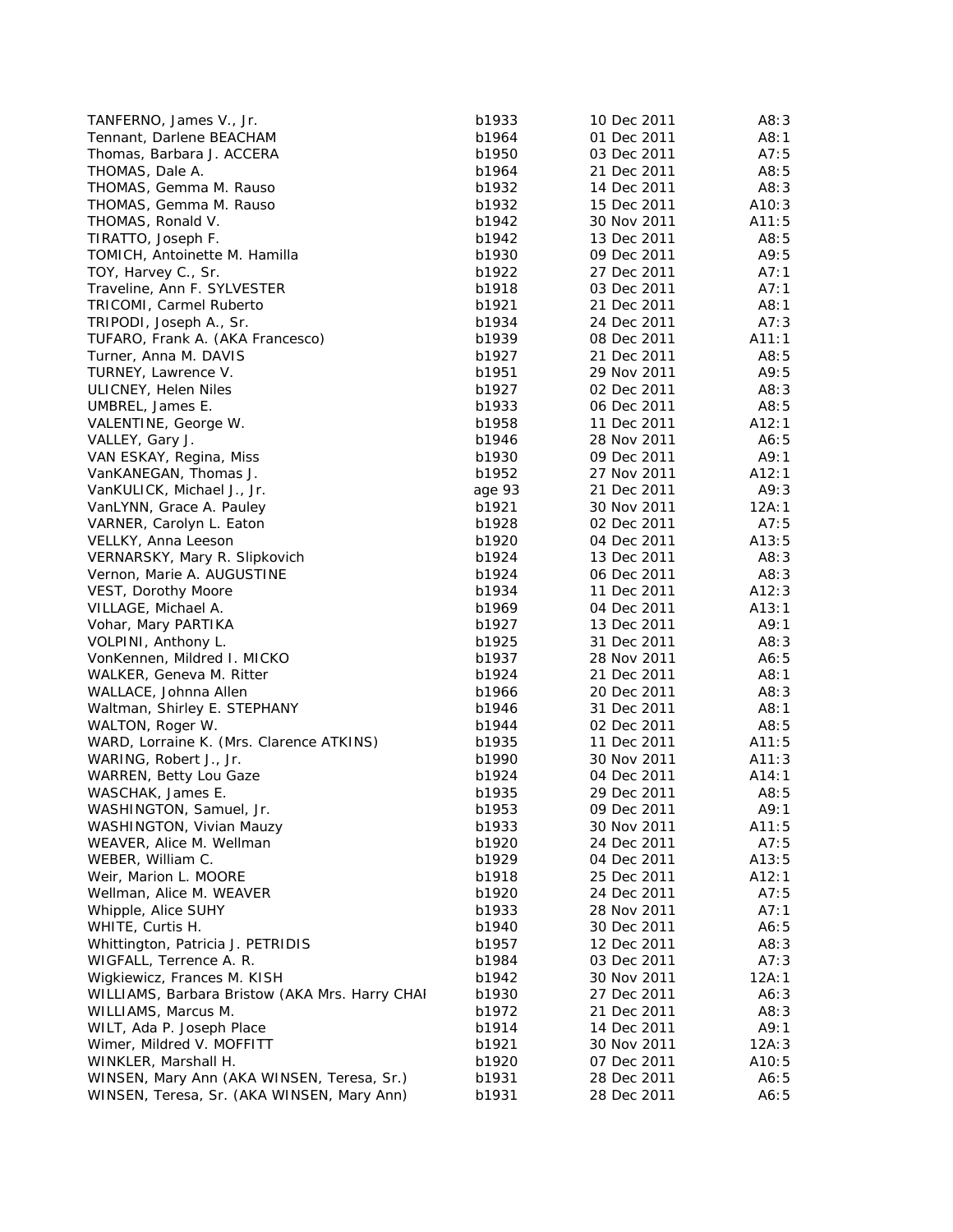| | | | |
|---|---|---|---|
| TANFERNO, James V., Jr. | b1933 | 10 Dec 2011 | A8:3 |
| Tennant, Darlene BEACHAM | b1964 | 01 Dec 2011 | A8:1 |
| Thomas, Barbara J. ACCERA | b1950 | 03 Dec 2011 | A7:5 |
| THOMAS, Dale A. | b1964 | 21 Dec 2011 | A8:5 |
| THOMAS, Gemma M. Rauso | b1932 | 14 Dec 2011 | A8:3 |
| THOMAS, Gemma M. Rauso | b1932 | 15 Dec 2011 | A10:3 |
| THOMAS, Ronald V. | b1942 | 30 Nov 2011 | A11:5 |
| TIRATTO, Joseph F. | b1942 | 13 Dec 2011 | A8:5 |
| TOMICH, Antoinette M. Hamilla | b1930 | 09 Dec 2011 | A9:5 |
| TOY, Harvey C., Sr. | b1922 | 27 Dec 2011 | A7:1 |
| Traveline, Ann F. SYLVESTER | b1918 | 03 Dec 2011 | A7:1 |
| TRICOMI, Carmel Ruberto | b1921 | 21 Dec 2011 | A8:1 |
| TRIPODI, Joseph A., Sr. | b1934 | 24 Dec 2011 | A7:3 |
| TUFARO, Frank A. (AKA Francesco) | b1939 | 08 Dec 2011 | A11:1 |
| Turner, Anna M. DAVIS | b1927 | 21 Dec 2011 | A8:5 |
| TURNEY, Lawrence V. | b1951 | 29 Nov 2011 | A9:5 |
| ULICNEY, Helen Niles | b1927 | 02 Dec 2011 | A8:3 |
| UMBREL, James E. | b1933 | 06 Dec 2011 | A8:5 |
| VALENTINE, George W. | b1958 | 11 Dec 2011 | A12:1 |
| VALLEY, Gary J. | b1946 | 28 Nov 2011 | A6:5 |
| VAN ESKAY, Regina, Miss | b1930 | 09 Dec 2011 | A9:1 |
| VanKANEGAN, Thomas J. | b1952 | 27 Nov 2011 | A12:1 |
| VanKULICK, Michael J., Jr. | age 93 | 21 Dec 2011 | A9:3 |
| VanLYNN, Grace A. Pauley | b1921 | 30 Nov 2011 | 12A:1 |
| VARNER, Carolyn L. Eaton | b1928 | 02 Dec 2011 | A7:5 |
| VELLKY, Anna Leeson | b1920 | 04 Dec 2011 | A13:5 |
| VERNARSKY, Mary R. Slipkovich | b1924 | 13 Dec 2011 | A8:3 |
| Vernon, Marie A. AUGUSTINE | b1924 | 06 Dec 2011 | A8:3 |
| VEST, Dorothy Moore | b1934 | 11 Dec 2011 | A12:3 |
| VILLAGE, Michael A. | b1969 | 04 Dec 2011 | A13:1 |
| Vohar, Mary PARTIKA | b1927 | 13 Dec 2011 | A9:1 |
| VOLPINI, Anthony L. | b1925 | 31 Dec 2011 | A8:3 |
| VonKennen, Mildred I. MICKO | b1937 | 28 Nov 2011 | A6:5 |
| WALKER, Geneva M. Ritter | b1924 | 21 Dec 2011 | A8:1 |
| WALLACE, Johnna Allen | b1966 | 20 Dec 2011 | A8:3 |
| Waltman, Shirley E. STEPHANY | b1946 | 31 Dec 2011 | A8:1 |
| WALTON, Roger W. | b1944 | 02 Dec 2011 | A8:5 |
| WARD, Lorraine K. (Mrs. Clarence ATKINS) | b1935 | 11 Dec 2011 | A11:5 |
| WARING, Robert J., Jr. | b1990 | 30 Nov 2011 | A11:3 |
| WARREN, Betty Lou Gaze | b1924 | 04 Dec 2011 | A14:1 |
| WASCHAK, James E. | b1935 | 29 Dec 2011 | A8:5 |
| WASHINGTON, Samuel, Jr. | b1953 | 09 Dec 2011 | A9:1 |
| WASHINGTON, Vivian Mauzy | b1933 | 30 Nov 2011 | A11:5 |
| WEAVER, Alice M. Wellman | b1920 | 24 Dec 2011 | A7:5 |
| WEBER, William C. | b1929 | 04 Dec 2011 | A13:5 |
| Weir, Marion L. MOORE | b1918 | 25 Dec 2011 | A12:1 |
| Wellman, Alice M. WEAVER | b1920 | 24 Dec 2011 | A7:5 |
| Whipple, Alice SUHY | b1933 | 28 Nov 2011 | A7:1 |
| WHITE, Curtis H. | b1940 | 30 Dec 2011 | A6:5 |
| Whittington, Patricia J. PETRIDIS | b1957 | 12 Dec 2011 | A8:3 |
| WIGFALL, Terrence A. R. | b1984 | 03 Dec 2011 | A7:3 |
| Wigkiewicz, Frances M. KISH | b1942 | 30 Nov 2011 | 12A:1 |
| WILLIAMS, Barbara Bristow (AKA Mrs. Harry CHAI | b1930 | 27 Dec 2011 | A6:3 |
| WILLIAMS, Marcus M. | b1972 | 21 Dec 2011 | A8:3 |
| WILT, Ada P. Joseph Place | b1914 | 14 Dec 2011 | A9:1 |
| Wimer, Mildred V. MOFFITT | b1921 | 30 Nov 2011 | 12A:3 |
| WINKLER, Marshall H. | b1920 | 07 Dec 2011 | A10:5 |
| WINSEN, Mary Ann (AKA WINSEN, Teresa, Sr.) | b1931 | 28 Dec 2011 | A6:5 |
| WINSEN, Teresa, Sr. (AKA WINSEN, Mary Ann) | b1931 | 28 Dec 2011 | A6:5 |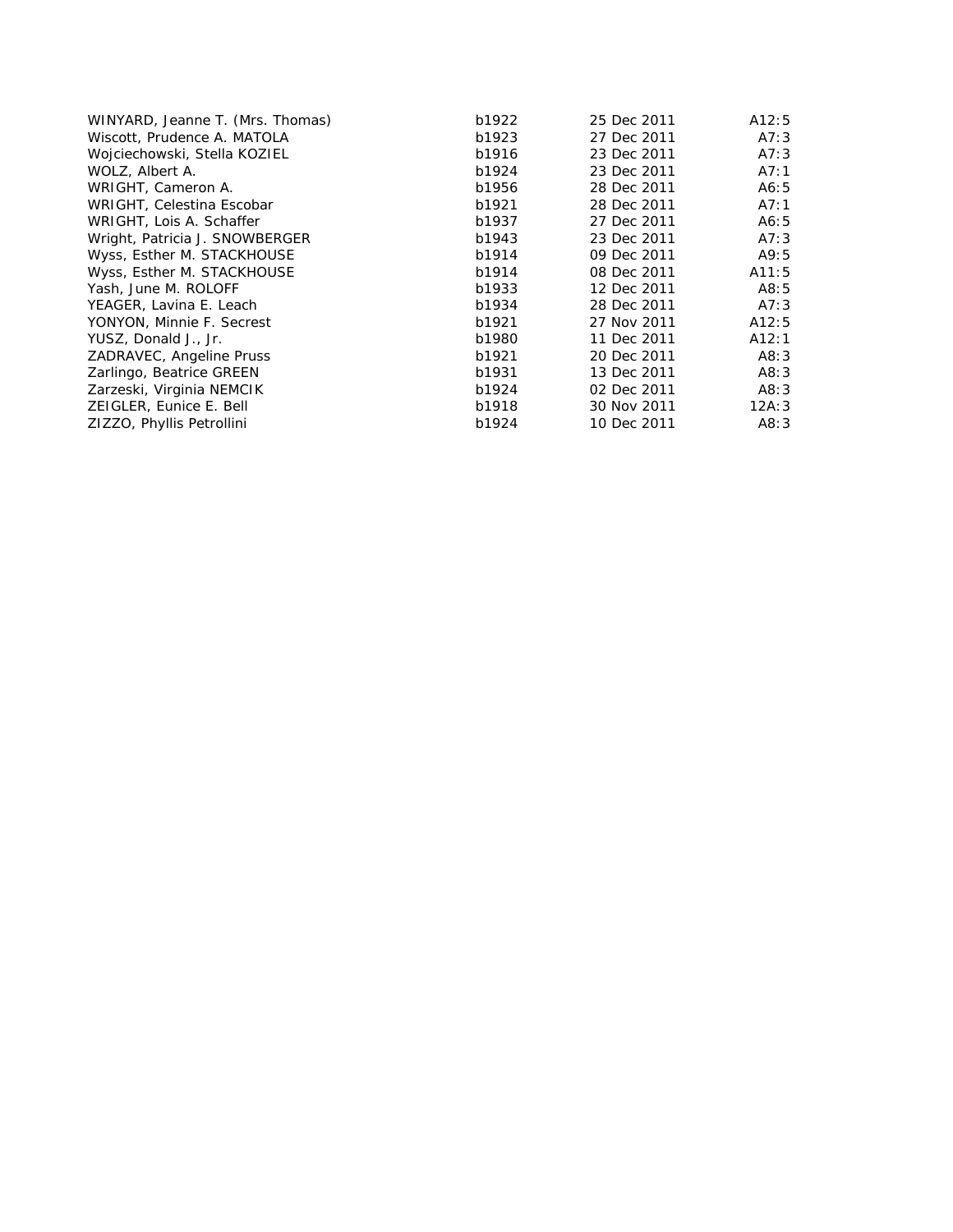| | | | |
|---|---|---|---|
| WINYARD, Jeanne T. (Mrs. Thomas) | b1922 | 25 Dec 2011 | A12:5 |
| Wiscott, Prudence A. MATOLA | b1923 | 27 Dec 2011 | A7:3 |
| Wojciechowski, Stella KOZIEL | b1916 | 23 Dec 2011 | A7:3 |
| WOLZ, Albert A. | b1924 | 23 Dec 2011 | A7:1 |
| WRIGHT, Cameron A. | b1956 | 28 Dec 2011 | A6:5 |
| WRIGHT, Celestina Escobar | b1921 | 28 Dec 2011 | A7:1 |
| WRIGHT, Lois A. Schaffer | b1937 | 27 Dec 2011 | A6:5 |
| Wright, Patricia J. SNOWBERGER | b1943 | 23 Dec 2011 | A7:3 |
| Wyss, Esther M. STACKHOUSE | b1914 | 09 Dec 2011 | A9:5 |
| Wyss, Esther M. STACKHOUSE | b1914 | 08 Dec 2011 | A11:5 |
| Yash, June M. ROLOFF | b1933 | 12 Dec 2011 | A8:5 |
| YEAGER, Lavina E. Leach | b1934 | 28 Dec 2011 | A7:3 |
| YONYON, Minnie F. Secrest | b1921 | 27 Nov 2011 | A12:5 |
| YUSZ, Donald J., Jr. | b1980 | 11 Dec 2011 | A12:1 |
| ZADRAVEC, Angeline Pruss | b1921 | 20 Dec 2011 | A8:3 |
| Zarlingo, Beatrice GREEN | b1931 | 13 Dec 2011 | A8:3 |
| Zarzeski, Virginia NEMCIK | b1924 | 02 Dec 2011 | A8:3 |
| ZEIGLER, Eunice E. Bell | b1918 | 30 Nov 2011 | 12A:3 |
| ZIZZO, Phyllis Petrollini | b1924 | 10 Dec 2011 | A8:3 |